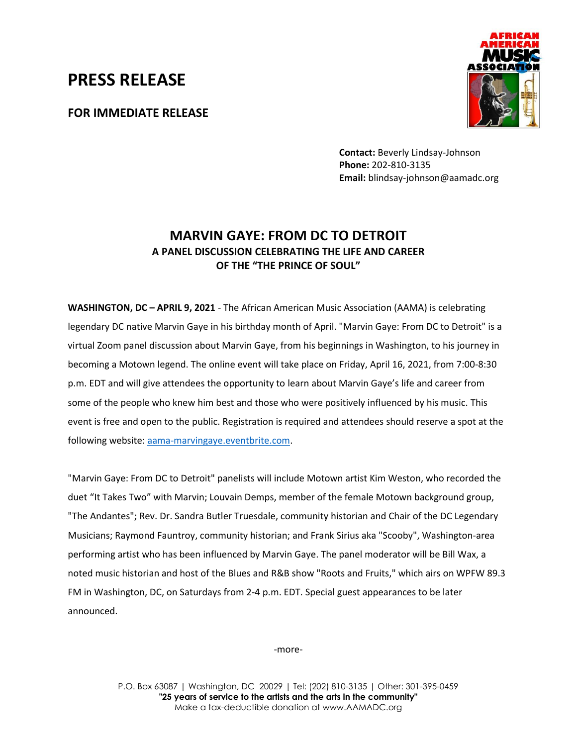# PRESS RELEASE

**FOR IMMEDIATE RELEASE**

**Contact:** Beverly Lindsay-Johnson
**Phone:** 202-810-3135
**Email:** blindsay-johnson@aamadc.org

## MARVIN GAYE: FROM DC TO DETROIT

### A PANEL DISCUSSION CELEBRATING THE LIFE AND CAREER OF THE "THE PRINCE OF SOUL"

**WASHINGTON, DC – APRIL 9, 2021** - The African American Music Association (AAMA) is celebrating legendary DC native Marvin Gaye in his birthday month of April. "Marvin Gaye: From DC to Detroit" is a virtual Zoom panel discussion about Marvin Gaye, from his beginnings in Washington, to his journey in becoming a Motown legend. The online event will take place on Friday, April 16, 2021, from 7:00-8:30 p.m. EDT and will give attendees the opportunity to learn about Marvin Gaye's life and career from some of the people who knew him best and those who were positively influenced by his music. This event is free and open to the public. Registration is required and attendees should reserve a spot at the following website: aama-marvingaye.eventbrite.com.

"Marvin Gaye: From DC to Detroit" panelists will include Motown artist Kim Weston, who recorded the duet "It Takes Two" with Marvin; Louvain Demps, member of the female Motown background group, "The Andantes"; Rev. Dr. Sandra Butler Truesdale, community historian and Chair of the DC Legendary Musicians; Raymond Fauntroy, community historian; and Frank Sirius aka "Scooby", Washington-area performing artist who has been influenced by Marvin Gaye. The panel moderator will be Bill Wax, a noted music historian and host of the Blues and R&B show "Roots and Fruits," which airs on WPFW 89.3 FM in Washington, DC, on Saturdays from 2-4 p.m. EDT. Special guest appearances to be later announced.

-more-

P.O. Box 63087 | Washington, DC 20029 | Tel: (202) 810-3135 | Other: 301-395-0459
**"25 years of service to the artists and the arts in the community"**
Make a tax-deductible donation at www.AAMADC.org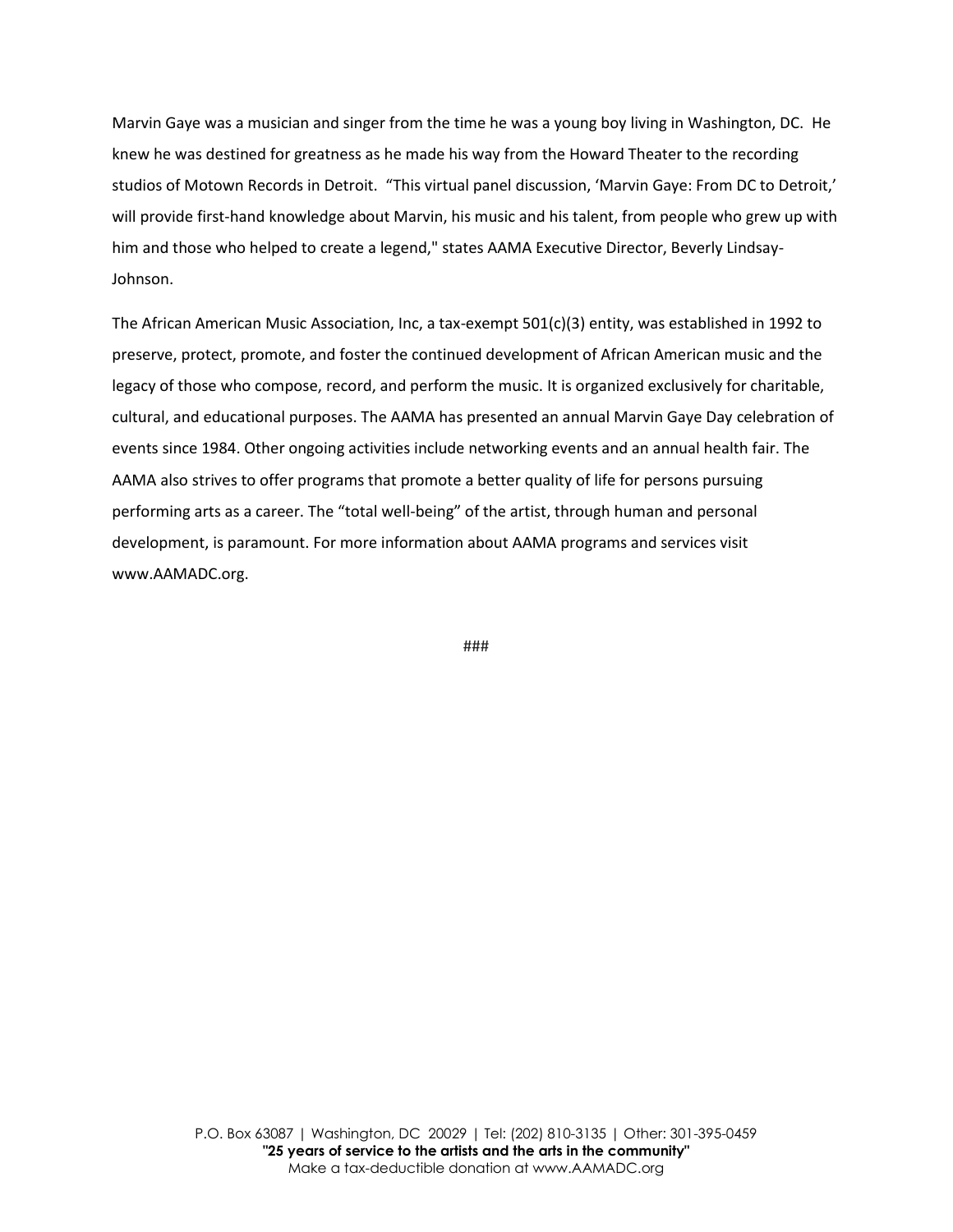Marvin Gaye was a musician and singer from the time he was a young boy living in Washington, DC. He knew he was destined for greatness as he made his way from the Howard Theater to the recording studios of Motown Records in Detroit. "This virtual panel discussion, 'Marvin Gaye: From DC to Detroit,' will provide first-hand knowledge about Marvin, his music and his talent, from people who grew up with him and those who helped to create a legend," states AAMA Executive Director, Beverly Lindsay-Johnson.

The African American Music Association, Inc, a tax-exempt 501(c)(3) entity, was established in 1992 to preserve, protect, promote, and foster the continued development of African American music and the legacy of those who compose, record, and perform the music. It is organized exclusively for charitable, cultural, and educational purposes. The AAMA has presented an annual Marvin Gaye Day celebration of events since 1984. Other ongoing activities include networking events and an annual health fair. The AAMA also strives to offer programs that promote a better quality of life for persons pursuing performing arts as a career. The "total well-being" of the artist, through human and personal development, is paramount. For more information about AAMA programs and services visit www.AAMADC.org.

###